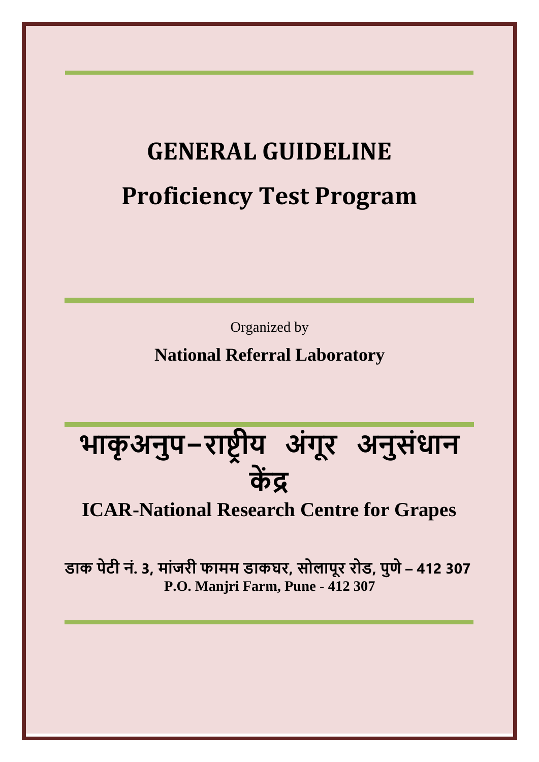# GENERAL GUIDELINE

# Proficiency Test Program

Organized by

**National Referral Laboratory**

## भाकृअनुप–राष्ट्रीय अंगूर अनुसंधान केंद्र

## ICAR-National Research Centre for Grapes

**डाक पेटी नं. 3, मांजरी फामम डाकघर, सोलापूर रोड, पुणे – 412 307**

**P.O. Manjri Farm, Pune - 412 307**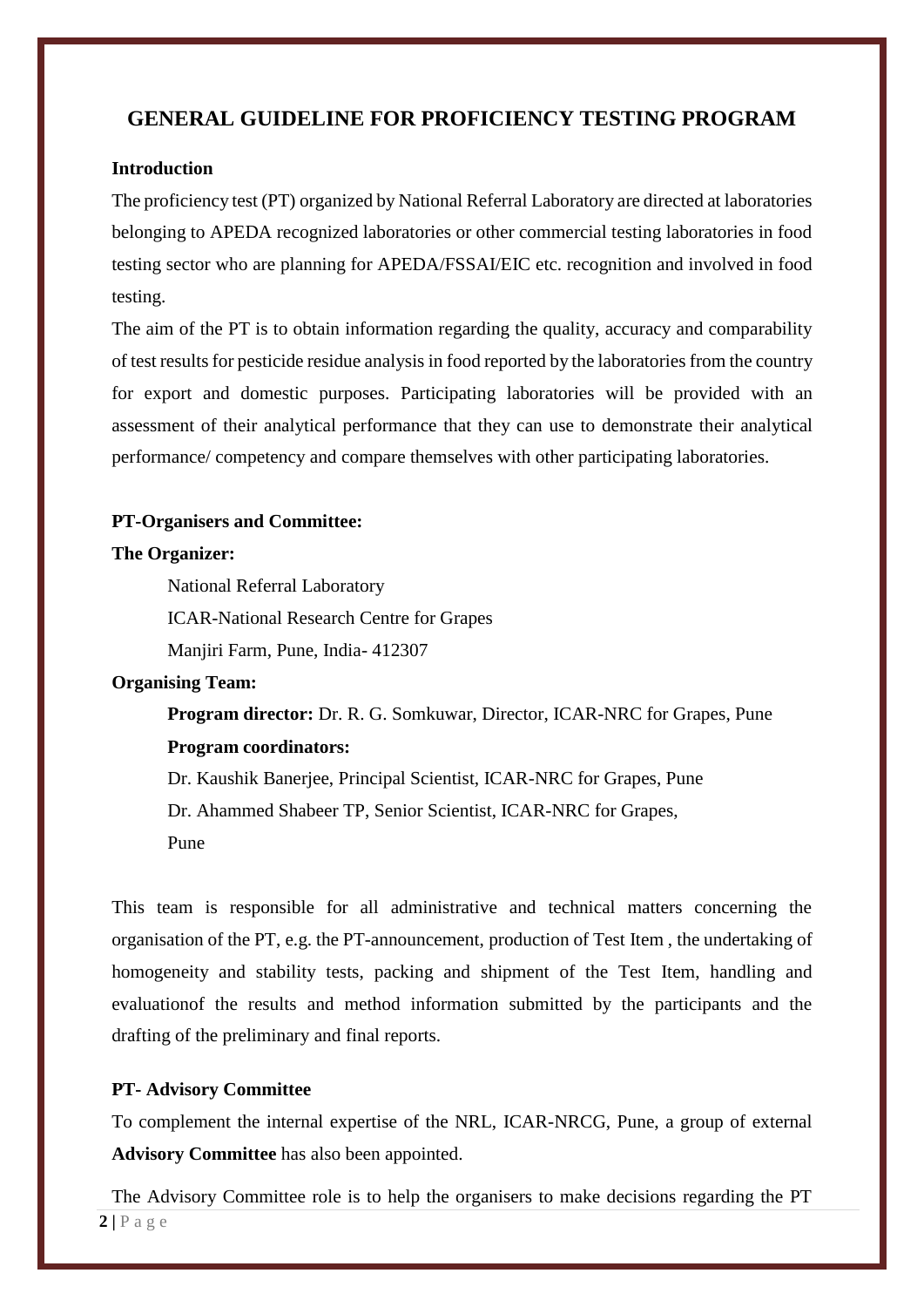# GENERAL GUIDELINE FOR PROFICIENCY TESTING PROGRAM

**Introduction**

The proficiency test (PT) organized by National Referral Laboratory are directed at laboratories belonging to APEDA recognized laboratories or other commercial testing laboratories in food testing sector who are planning for APEDA/FSSAI/EIC etc. recognition and involved in food testing.

The aim of the PT is to obtain information regarding the quality, accuracy and comparability of test results for pesticide residue analysis in food reported by the laboratories from the country for export and domestic purposes. Participating laboratories will be provided with an assessment of their analytical performance that they can use to demonstrate their analytical performance/ competency and compare themselves with other participating laboratories.

**PT-Organisers and Committee:**

**The Organizer:**

National Referral Laboratory
ICAR-National Research Centre for Grapes
Manjiri Farm, Pune, India- 412307

**Organising Team:**

**Program director:** Dr. R. G. Somkuwar, Director, ICAR-NRC for Grapes, Pune

**Program coordinators:**

Dr. Kaushik Banerjee, Principal Scientist, ICAR-NRC for Grapes, Pune
Dr. Ahammed Shabeer TP, Senior Scientist, ICAR-NRC for Grapes, Pune

This team is responsible for all administrative and technical matters concerning the organisation of the PT, e.g. the PT-announcement, production of Test Item , the undertaking of homogeneity and stability tests, packing and shipment of the Test Item, handling and evaluationof the results and method information submitted by the participants and the drafting of the preliminary and final reports.

**PT- Advisory Committee**

To complement the internal expertise of the NRL, ICAR-NRCG, Pune, a group of external **Advisory Committee** has also been appointed.

The Advisory Committee role is to help the organisers to make decisions regarding the PT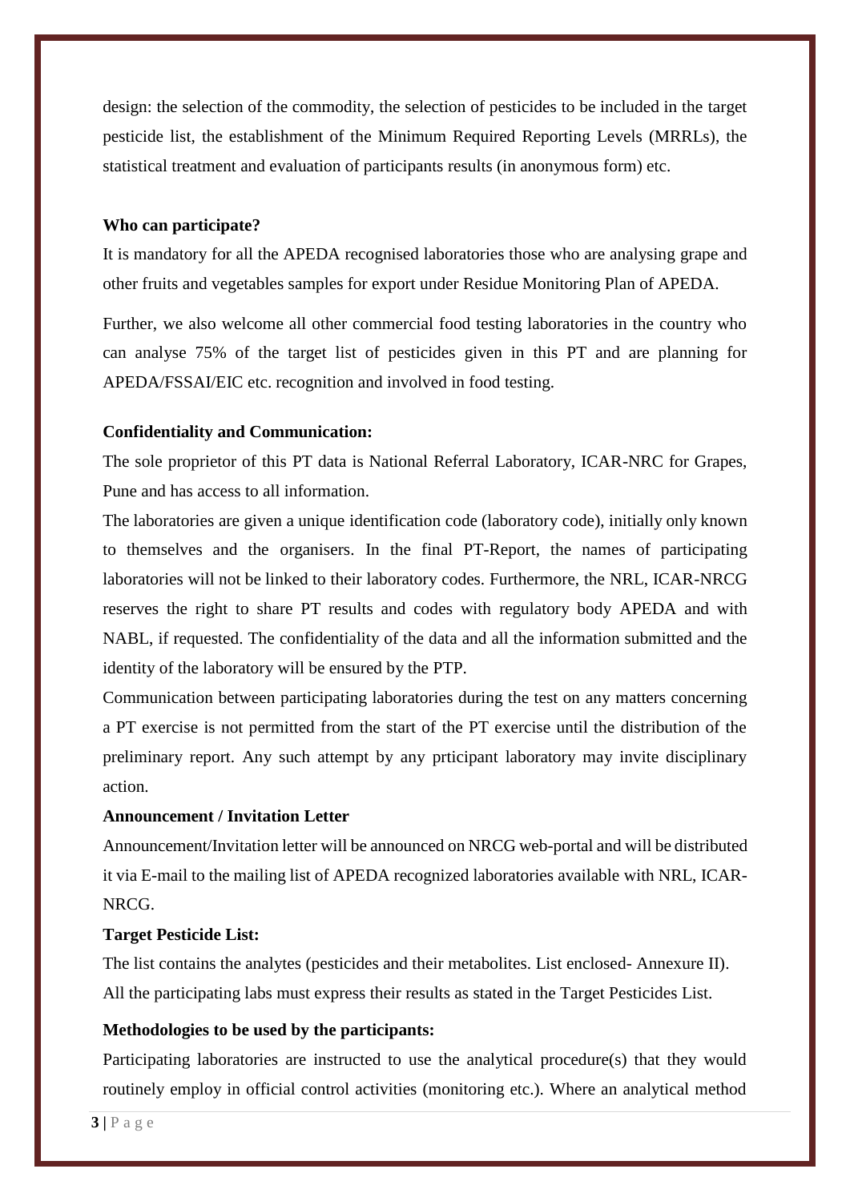design: the selection of the commodity, the selection of pesticides to be included in the target pesticide list, the establishment of the Minimum Required Reporting Levels (MRRLs), the statistical treatment and evaluation of participants results (in anonymous form) etc.

**Who can participate?**

It is mandatory for all the APEDA recognised laboratories those who are analysing grape and other fruits and vegetables samples for export under Residue Monitoring Plan of APEDA.

Further, we also welcome all other commercial food testing laboratories in the country who can analyse 75% of the target list of pesticides given in this PT and are planning for APEDA/FSSAI/EIC etc. recognition and involved in food testing.

**Confidentiality and Communication:**

The sole proprietor of this PT data is National Referral Laboratory, ICAR-NRC for Grapes, Pune and has access to all information.

The laboratories are given a unique identification code (laboratory code), initially only known to themselves and the organisers. In the final PT-Report, the names of participating laboratories will not be linked to their laboratory codes. Furthermore, the NRL, ICAR-NRCG reserves the right to share PT results and codes with regulatory body APEDA and with NABL, if requested. The confidentiality of the data and all the information submitted and the identity of the laboratory will be ensured by the PTP.

Communication between participating laboratories during the test on any matters concerning a PT exercise is not permitted from the start of the PT exercise until the distribution of the preliminary report. Any such attempt by any prticipant laboratory may invite disciplinary action.

**Announcement / Invitation Letter**

Announcement/Invitation letter will be announced on NRCG web-portal and will be distributed it via E-mail to the mailing list of APEDA recognized laboratories available with NRL, ICAR-NRCG.

**Target Pesticide List:**

The list contains the analytes (pesticides and their metabolites. List enclosed- Annexure II). All the participating labs must express their results as stated in the Target Pesticides List.

**Methodologies to be used by the participants:**

Participating laboratories are instructed to use the analytical procedure(s) that they would routinely employ in official control activities (monitoring etc.). Where an analytical method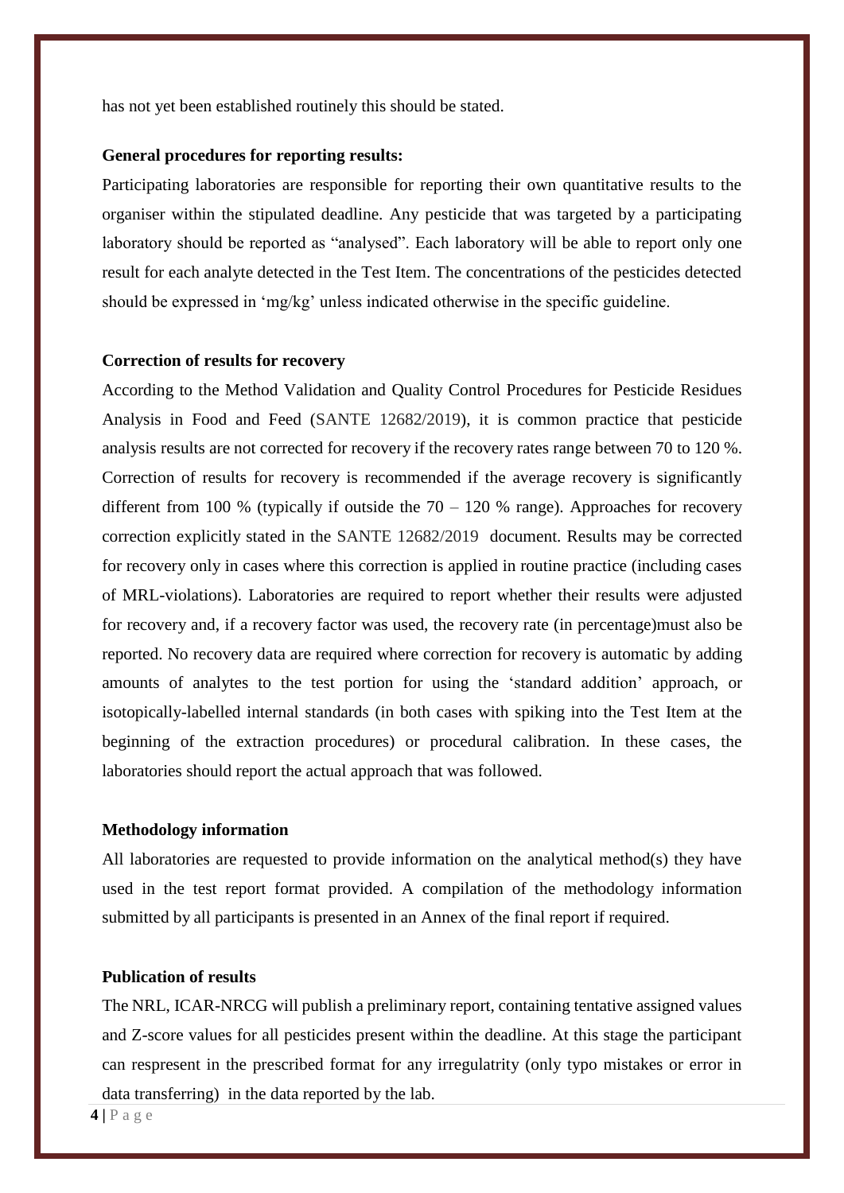has not yet been established routinely this should be stated.

**General procedures for reporting results:**

Participating laboratories are responsible for reporting their own quantitative results to the organiser within the stipulated deadline. Any pesticide that was targeted by a participating laboratory should be reported as "analysed". Each laboratory will be able to report only one result for each analyte detected in the Test Item. The concentrations of the pesticides detected should be expressed in 'mg/kg' unless indicated otherwise in the specific guideline.

**Correction of results for recovery**

According to the Method Validation and Quality Control Procedures for Pesticide Residues Analysis in Food and Feed (SANTE 12682/2019), it is common practice that pesticide analysis results are not corrected for recovery if the recovery rates range between 70 to 120 %. Correction of results for recovery is recommended if the average recovery is significantly different from 100 % (typically if outside the 70 – 120 % range). Approaches for recovery correction explicitly stated in the SANTE 12682/2019 document. Results may be corrected for recovery only in cases where this correction is applied in routine practice (including cases of MRL-violations). Laboratories are required to report whether their results were adjusted for recovery and, if a recovery factor was used, the recovery rate (in percentage)must also be reported. No recovery data are required where correction for recovery is automatic by adding amounts of analytes to the test portion for using the 'standard addition' approach, or isotopically-labelled internal standards (in both cases with spiking into the Test Item at the beginning of the extraction procedures) or procedural calibration. In these cases, the laboratories should report the actual approach that was followed.

**Methodology information**

All laboratories are requested to provide information on the analytical method(s) they have used in the test report format provided. A compilation of the methodology information submitted by all participants is presented in an Annex of the final report if required.

**Publication of results**

The NRL, ICAR-NRCG will publish a preliminary report, containing tentative assigned values and Z-score values for all pesticides present within the deadline. At this stage the participant can respresent in the prescribed format for any irregulatrity (only typo mistakes or error in data transferring) in the data reported by the lab.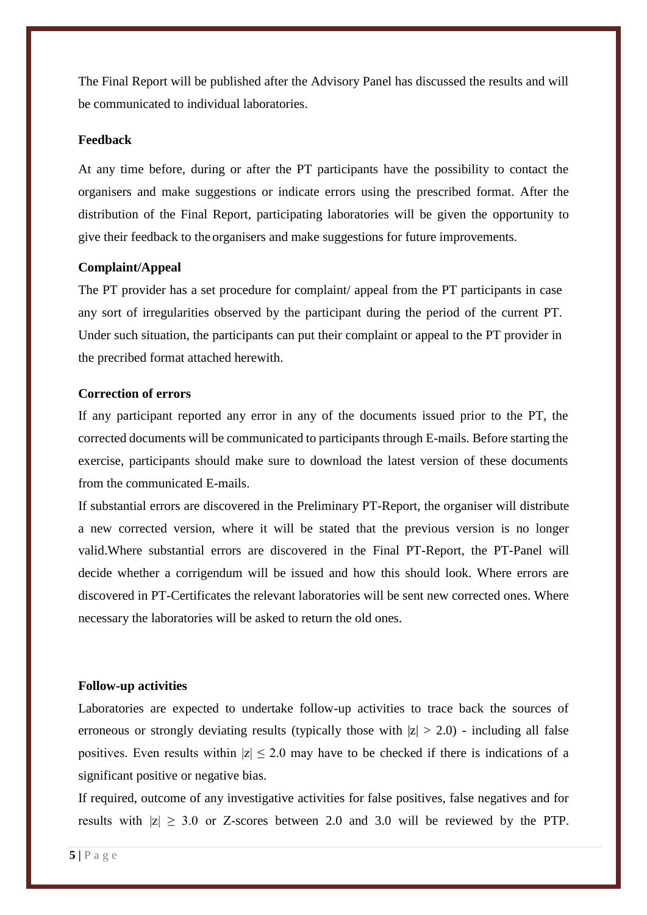The Final Report will be published after the Advisory Panel has discussed the results and will be communicated to individual laboratories.

**Feedback**

At any time before, during or after the PT participants have the possibility to contact the organisers and make suggestions or indicate errors using the prescribed format. After the distribution of the Final Report, participating laboratories will be given the opportunity to give their feedback to the organisers and make suggestions for future improvements.

**Complaint/Appeal**

The PT provider has a set procedure for complaint/ appeal from the PT participants in case any sort of irregularities observed by the participant during the period of the current PT. Under such situation, the participants can put their complaint or appeal to the PT provider in the precribed format attached herewith.

**Correction of errors**

If any participant reported any error in any of the documents issued prior to the PT, the corrected documents will be communicated to participants through E-mails. Before starting the exercise, participants should make sure to download the latest version of these documents from the communicated E-mails.

If substantial errors are discovered in the Preliminary PT-Report, the organiser will distribute a new corrected version, where it will be stated that the previous version is no longer valid.Where substantial errors are discovered in the Final PT-Report, the PT-Panel will decide whether a corrigendum will be issued and how this should look. Where errors are discovered in PT-Certificates the relevant laboratories will be sent new corrected ones. Where necessary the laboratories will be asked to return the old ones.

**Follow-up activities**

Laboratories are expected to undertake follow-up activities to trace back the sources of erroneous or strongly deviating results (typically those with $|z| > 2.0$) - including all false positives. Even results within $|z| \leq 2.0$ may have to be checked if there is indications of a significant positive or negative bias.

If required, outcome of any investigative activities for false positives, false negatives and for results with $|z| \geq 3.0$ or Z-scores between 2.0 and 3.0 will be reviewed by the PTP.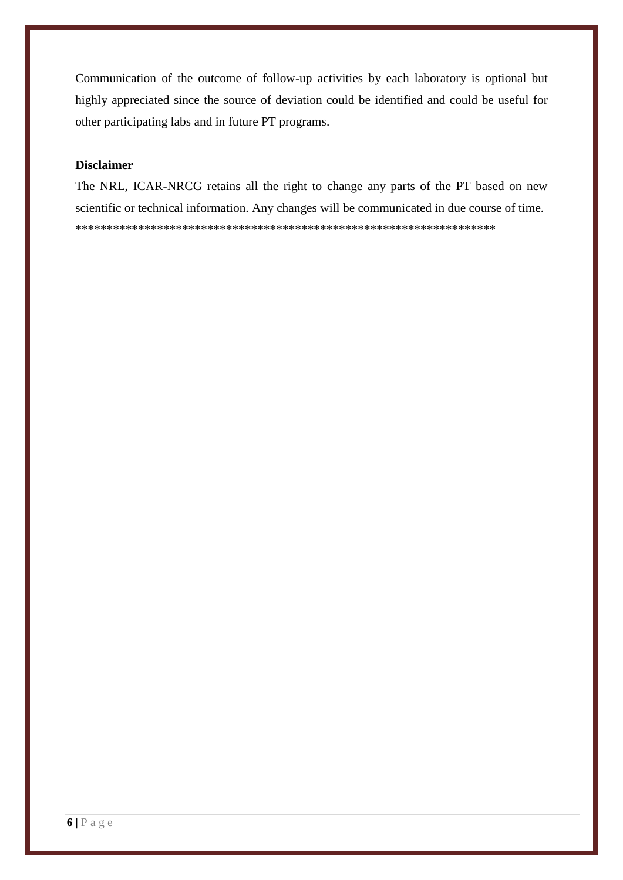Communication of the outcome of follow-up activities by each laboratory is optional but highly appreciated since the source of deviation could be identified and could be useful for other participating labs and in future PT programs.

**Disclaimer**

The NRL, ICAR-NRCG retains all the right to change any parts of the PT based on new scientific or technical information. Any changes will be communicated in due course of time.

*********************************************************************